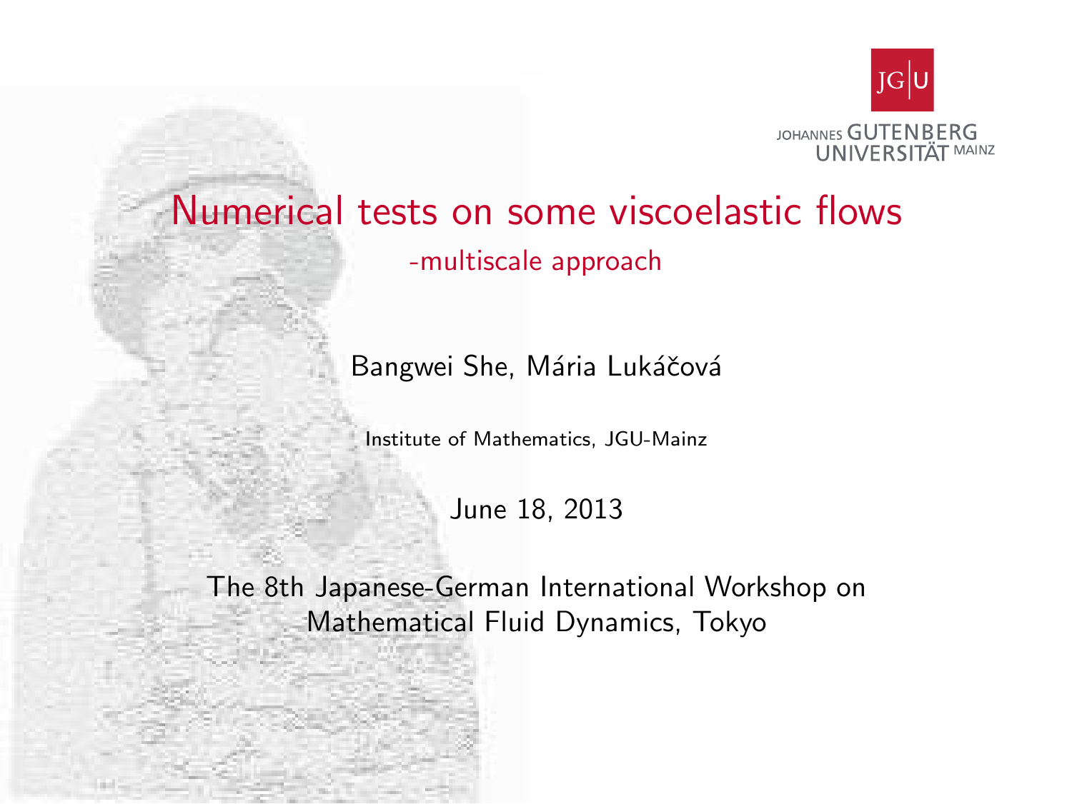JOHANNES GUTENBERG UNIVERSITÄT MAINZ

# Numerical tests on some viscoelastic flows

## -multiscale approach

Bangwei She, Mária Lukáčová

Institute of Mathematics, JGU-Mainz

June 18, 2013

The 8th Japanese-German International Workshop on Mathematical Fluid Dynamics, Tokyo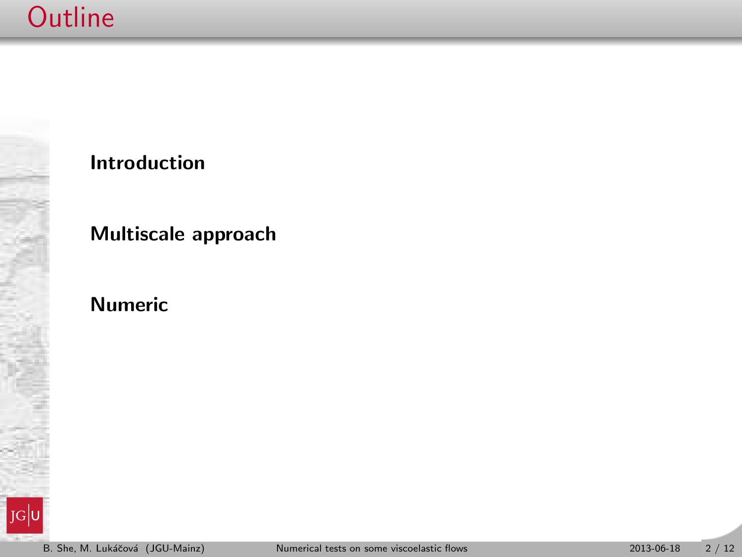# Outline

**Introduction**

**Multiscale approach**

**Numeric**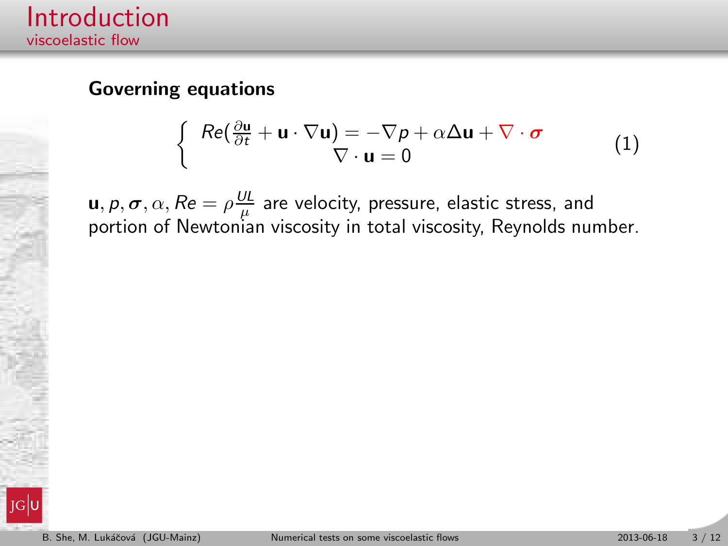# Introduction

## viscoelastic flow

**Governing equations**

$$\begin{cases} Re(\frac{\partial \mathbf{u}}{\partial t} + \mathbf{u} \cdot \nabla \mathbf{u}) = -\nabla p + \alpha \Delta \mathbf{u} + \nabla \cdot \boldsymbol{\sigma} \\ \nabla \cdot \mathbf{u} = 0 \end{cases} \tag{1}$$

$\mathbf{u}, p, \boldsymbol{\sigma}, \alpha, Re = \rho \frac{UL}{\mu}$ are velocity, pressure, elastic stress, and portion of Newtonian viscosity in total viscosity, Reynolds number.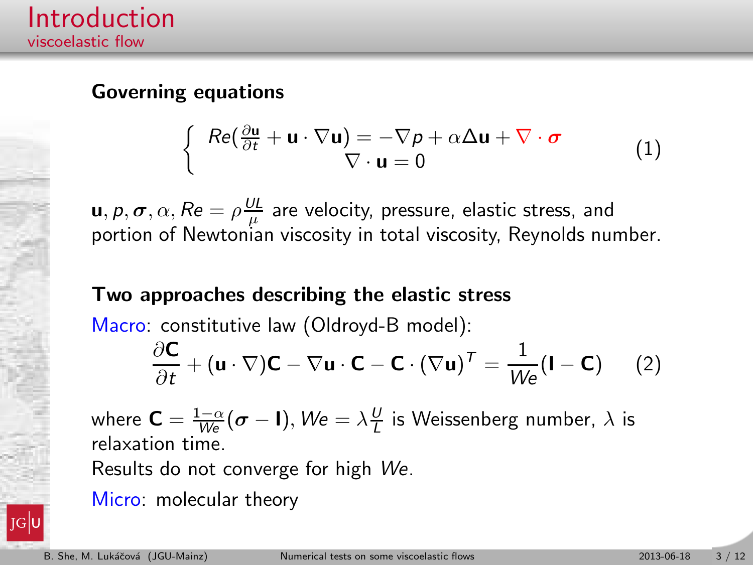# Introduction

## viscoelastic flow

**Governing equations**

$$
\left\{
\begin{array}{c}
Re(\frac{\partial \mathbf{u}}{\partial t} + \mathbf{u} \cdot \nabla \mathbf{u}) = -\nabla p + \alpha \Delta \mathbf{u} + \nabla \cdot \boldsymbol{\sigma} \\
\nabla \cdot \mathbf{u} = 0
\end{array}
\right.
\tag{1}
$$

$\mathbf{u}, p, \boldsymbol{\sigma}, \alpha, Re = \rho \frac{UL}{\mu}$ are velocity, pressure, elastic stress, and portion of Newtonian viscosity in total viscosity, Reynolds number.

**Two approaches describing the elastic stress**

Macro: constitutive law (Oldroyd-B model):

$$
\frac{\partial \mathbf{C}}{\partial t} + (\mathbf{u} \cdot \nabla)\mathbf{C} - \nabla \mathbf{u} \cdot \mathbf{C} - \mathbf{C} \cdot (\nabla \mathbf{u})^T = \frac{1}{We}(\mathbf{I} - \mathbf{C}) \tag{2}
$$

where $\mathbf{C} = \frac{1-\alpha}{We}(\boldsymbol{\sigma} - \mathbf{I})$, $We = \lambda \frac{U}{L}$ is Weissenberg number, $\lambda$ is relaxation time.

Results do not converge for high $We$.

Micro: molecular theory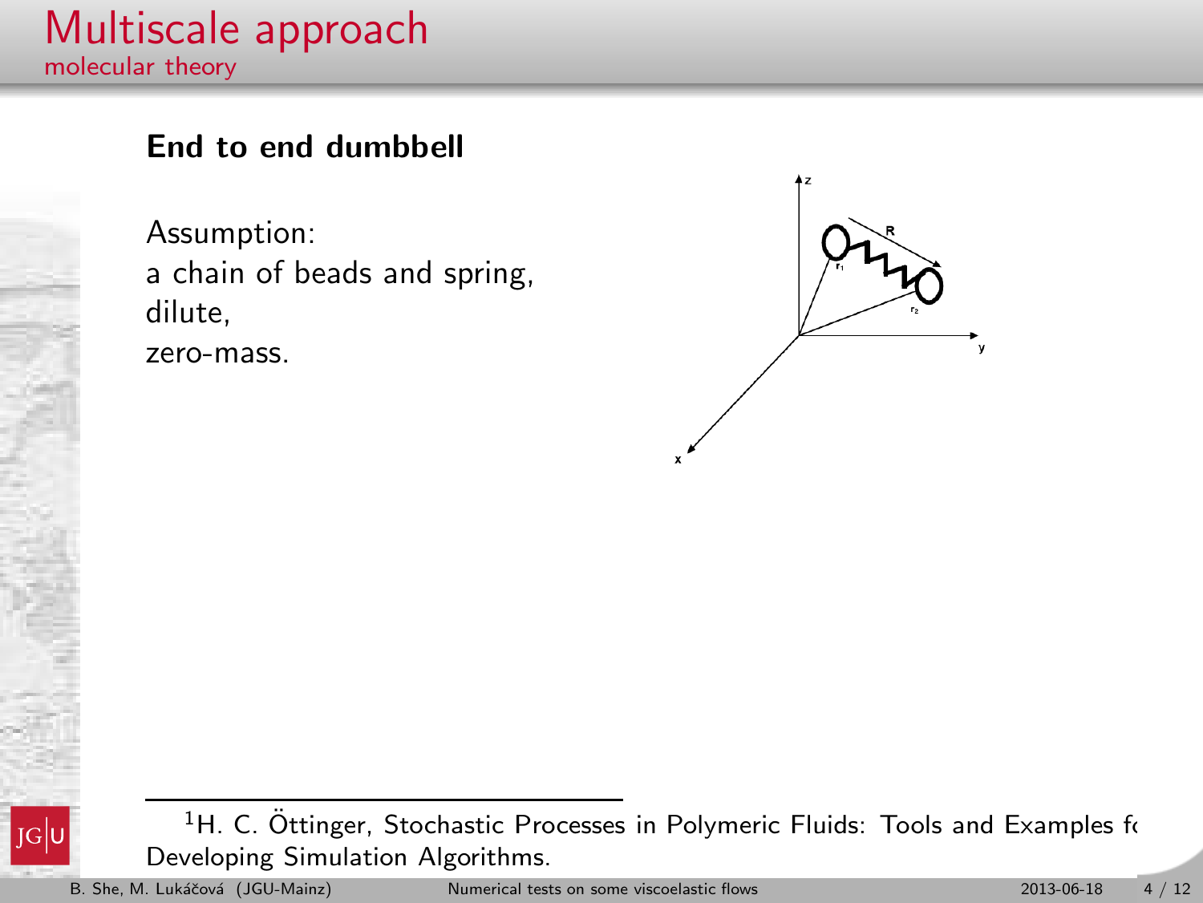# Multiscale approach

## molecular theory

### End to end dumbbell

Assumption:
a chain of beads and spring,
dilute,
zero-mass.

[1] H. C. Öttinger, Stochastic Processes in Polymeric Fluids: Tools and Examples fo Developing Simulation Algorithms.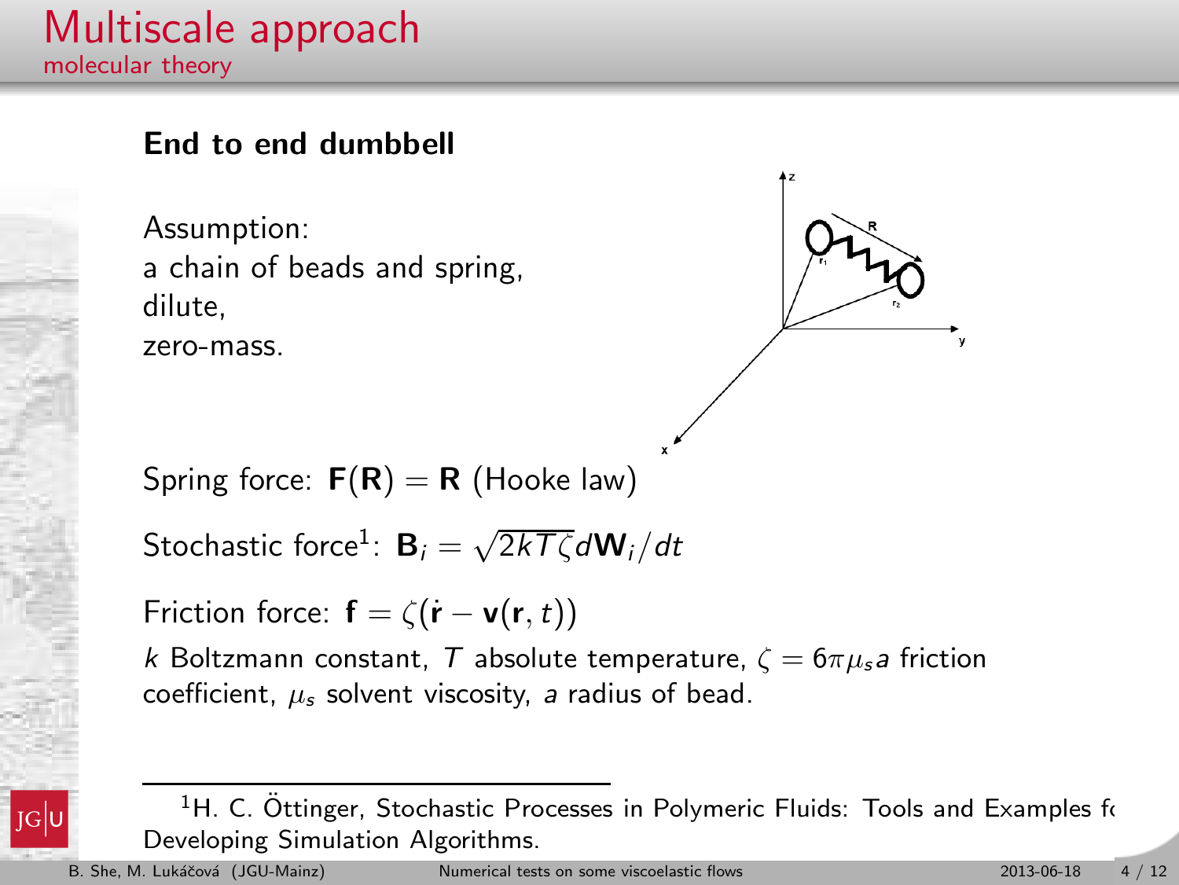# Multiscale approach

## molecular theory

**End to end dumbbell**

Assumption:
a chain of beads and spring,
dilute,
zero-mass.

Spring force: $\mathbf{F}(\mathbf{R}) = \mathbf{R}$ (Hooke law)

Stochastic force[1]: $\mathbf{B}_i = \sqrt{2kT\zeta}d\mathbf{W}_i/dt$

Friction force: $\mathbf{f} = \zeta(\dot{\mathbf{r}} - \mathbf{v}(\mathbf{r}, t))$

$k$ Boltzmann constant, $T$ absolute temperature, $\zeta = 6\pi\mu_s a$ friction coefficient, $\mu_s$ solvent viscosity, $a$ radius of bead.

[1] H. C. Öttinger, Stochastic Processes in Polymeric Fluids: Tools and Examples fo Developing Simulation Algorithms.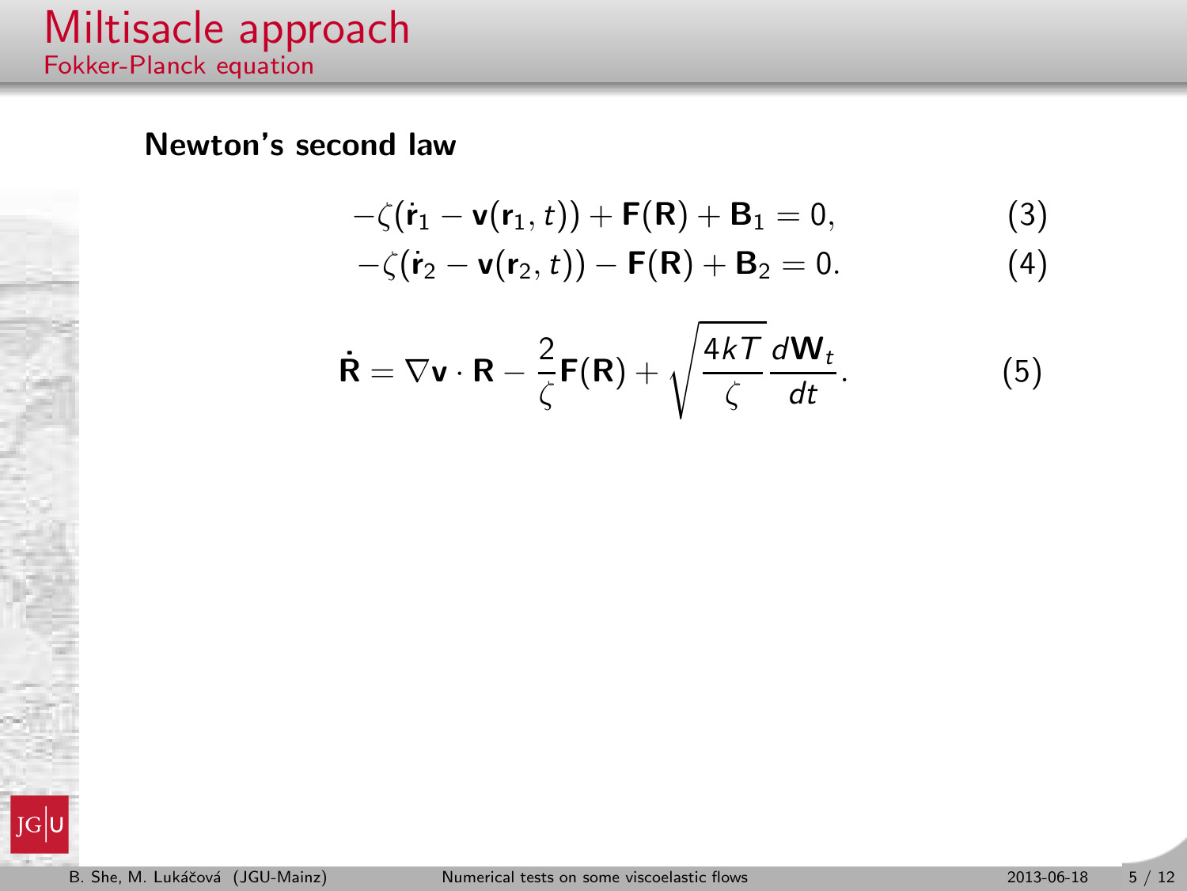# Miltisacle approach

## Fokker-Planck equation

**Newton's second law**

$$-\zeta(\dot{\mathbf{r}}_1 - \mathbf{v}(\mathbf{r}_1, t)) + \mathbf{F}(\mathbf{R}) + \mathbf{B}_1 = 0, \tag{3}$$

$$-\zeta(\dot{\mathbf{r}}_2 - \mathbf{v}(\mathbf{r}_2, t)) - \mathbf{F}(\mathbf{R}) + \mathbf{B}_2 = 0. \tag{4}$$

$$\dot{\mathbf{R}} = \nabla \mathbf{v} \cdot \mathbf{R} - \frac{2}{\zeta}\mathbf{F}(\mathbf{R}) + \sqrt{\frac{4kT}{\zeta}}\frac{d\mathbf{W}_t}{dt}. \tag{5}$$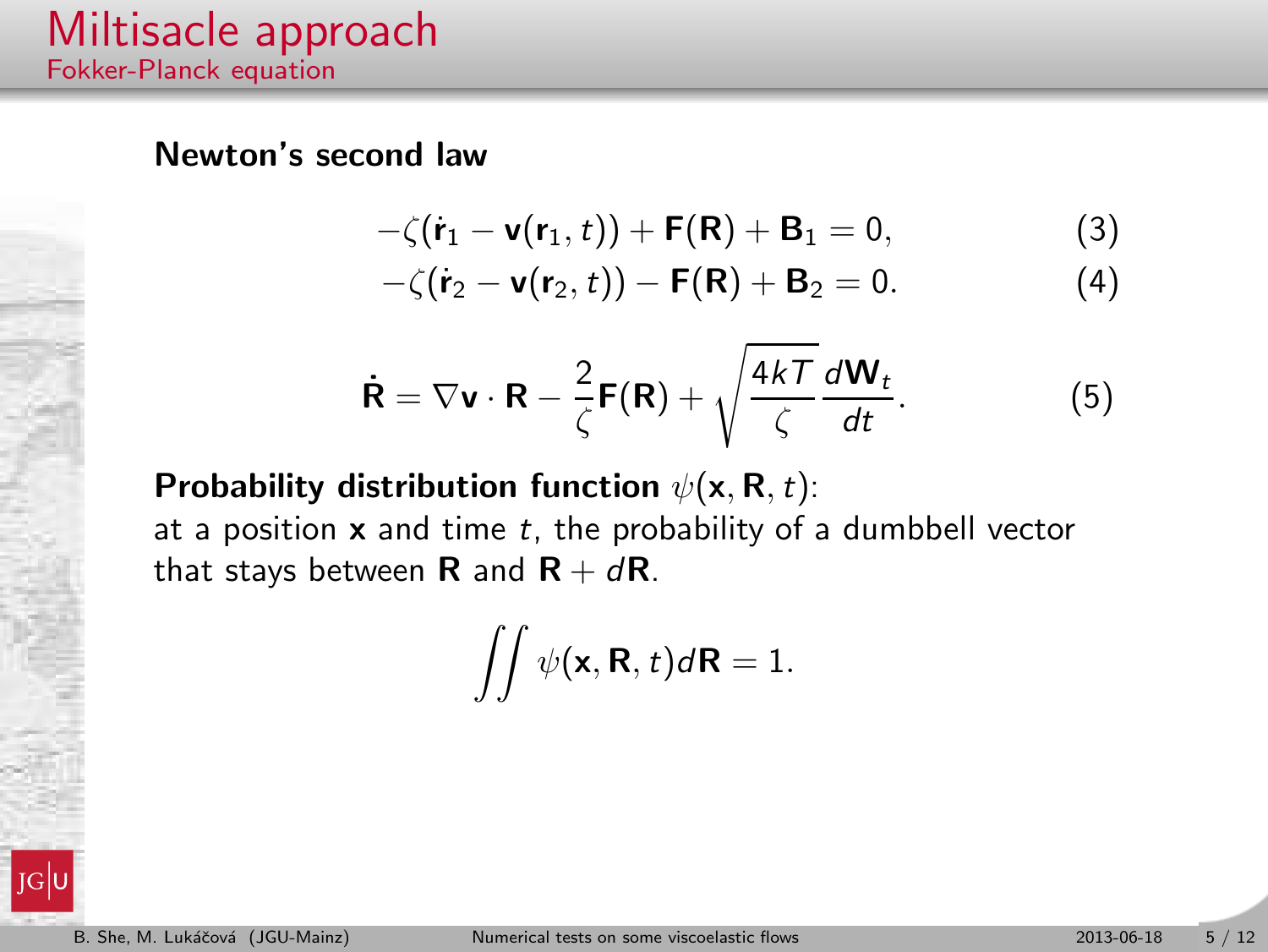# Miltisacle approach

## Fokker-Planck equation

**Newton's second law**

$$-\zeta(\dot{\mathbf{r}}_1 - \mathbf{v}(\mathbf{r}_1, t)) + \mathbf{F}(\mathbf{R}) + \mathbf{B}_1 = 0, \tag{3}$$

$$-\zeta(\dot{\mathbf{r}}_2 - \mathbf{v}(\mathbf{r}_2, t)) - \mathbf{F}(\mathbf{R}) + \mathbf{B}_2 = 0. \tag{4}$$

$$\dot{\mathbf{R}} = \nabla \mathbf{v} \cdot \mathbf{R} - \frac{2}{\zeta}\mathbf{F}(\mathbf{R}) + \sqrt{\frac{4kT}{\zeta}} \frac{d\mathbf{W}_t}{dt}. \tag{5}$$

**Probability distribution function** $\psi(\mathbf{x}, \mathbf{R}, t)$:
at a position $\mathbf{x}$ and time $t$, the probability of a dumbbell vector that stays between $\mathbf{R}$ and $\mathbf{R} + d\mathbf{R}$.

$$\iint \psi(\mathbf{x}, \mathbf{R}, t) d\mathbf{R} = 1.$$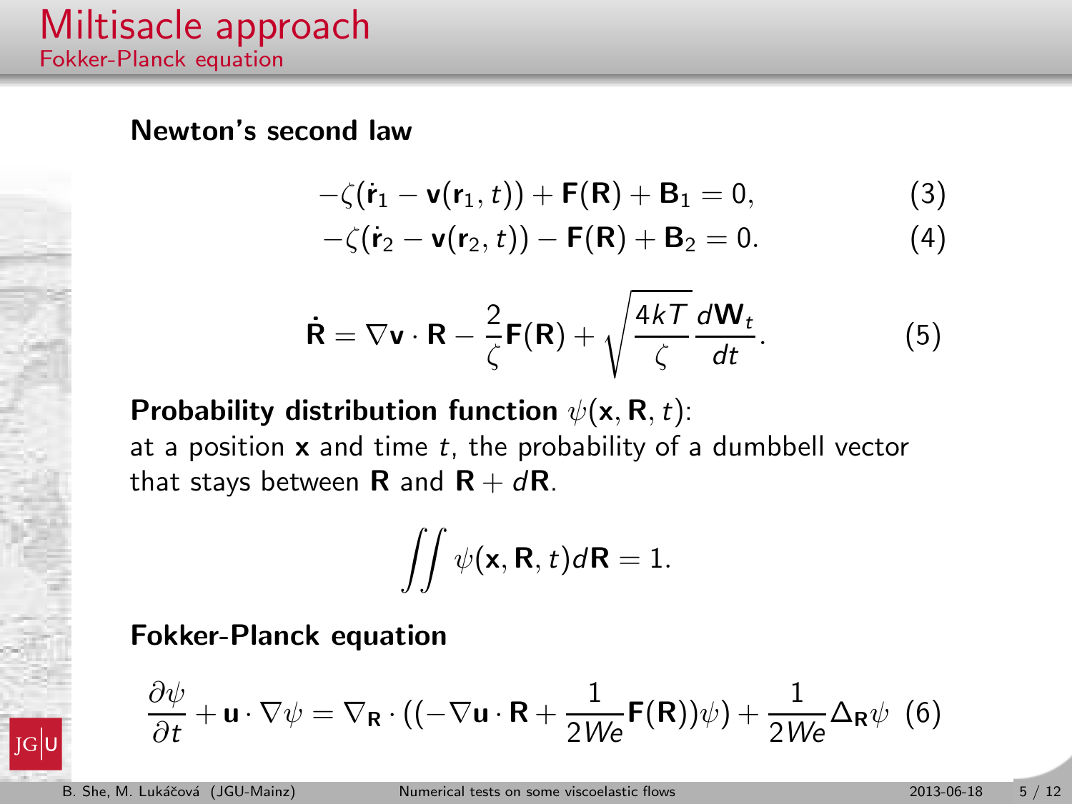# Miltisacle approach

## Fokker-Planck equation

**Newton's second law**

$$-\zeta(\dot{\mathbf{r}}_1 - \mathbf{v}(\mathbf{r}_1, t)) + \mathbf{F}(\mathbf{R}) + \mathbf{B}_1 = 0, \tag{3}$$

$$-\zeta(\dot{\mathbf{r}}_2 - \mathbf{v}(\mathbf{r}_2, t)) - \mathbf{F}(\mathbf{R}) + \mathbf{B}_2 = 0. \tag{4}$$

$$\dot{\mathbf{R}} = \nabla \mathbf{v} \cdot \mathbf{R} - \frac{2}{\zeta}\mathbf{F}(\mathbf{R}) + \sqrt{\frac{4kT}{\zeta}}\frac{d\mathbf{W}_t}{dt}. \tag{5}$$

**Probability distribution function** $\psi(\mathbf{x}, \mathbf{R}, t)$:
at a position $\mathbf{x}$ and time $t$, the probability of a dumbbell vector that stays between $\mathbf{R}$ and $\mathbf{R} + d\mathbf{R}$.

$$\iint \psi(\mathbf{x}, \mathbf{R}, t) d\mathbf{R} = 1.$$

**Fokker-Planck equation**

$$\frac{\partial \psi}{\partial t} + \mathbf{u} \cdot \nabla \psi = \nabla_{\mathbf{R}} \cdot ((-\nabla \mathbf{u} \cdot \mathbf{R} + \frac{1}{2We}\mathbf{F}(\mathbf{R}))\psi) + \frac{1}{2We}\Delta_{\mathbf{R}}\psi \tag{6}$$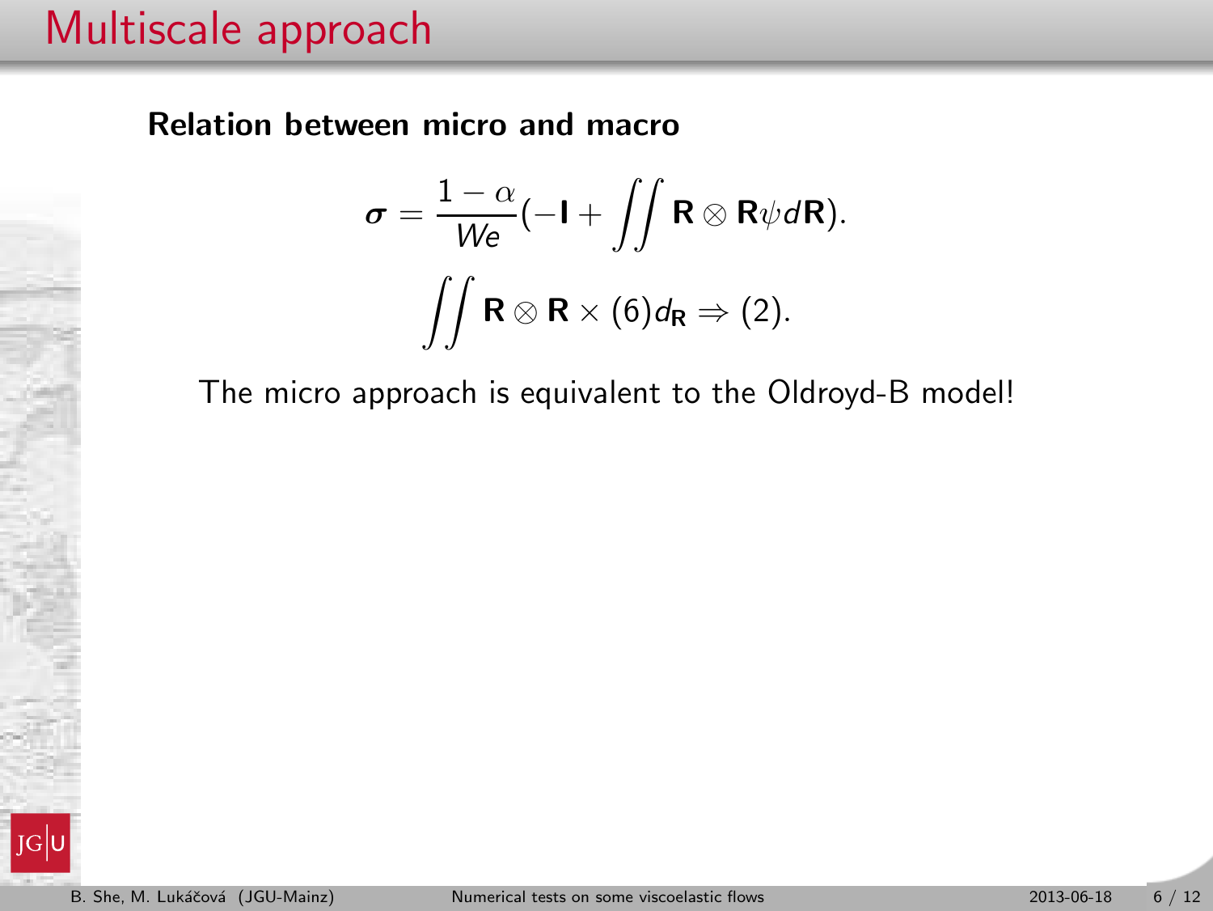# Multiscale approach

**Relation between micro and macro**

$$\boldsymbol{\sigma} = \frac{1-\alpha}{We}(-\mathbf{I} + \iint \mathbf{R} \otimes \mathbf{R} \psi d\mathbf{R}).$$

$$\iint \mathbf{R} \otimes \mathbf{R} \times (6) d_{\mathbf{R}} \Rightarrow (2).$$

The micro approach is equivalent to the Oldroyd-B model!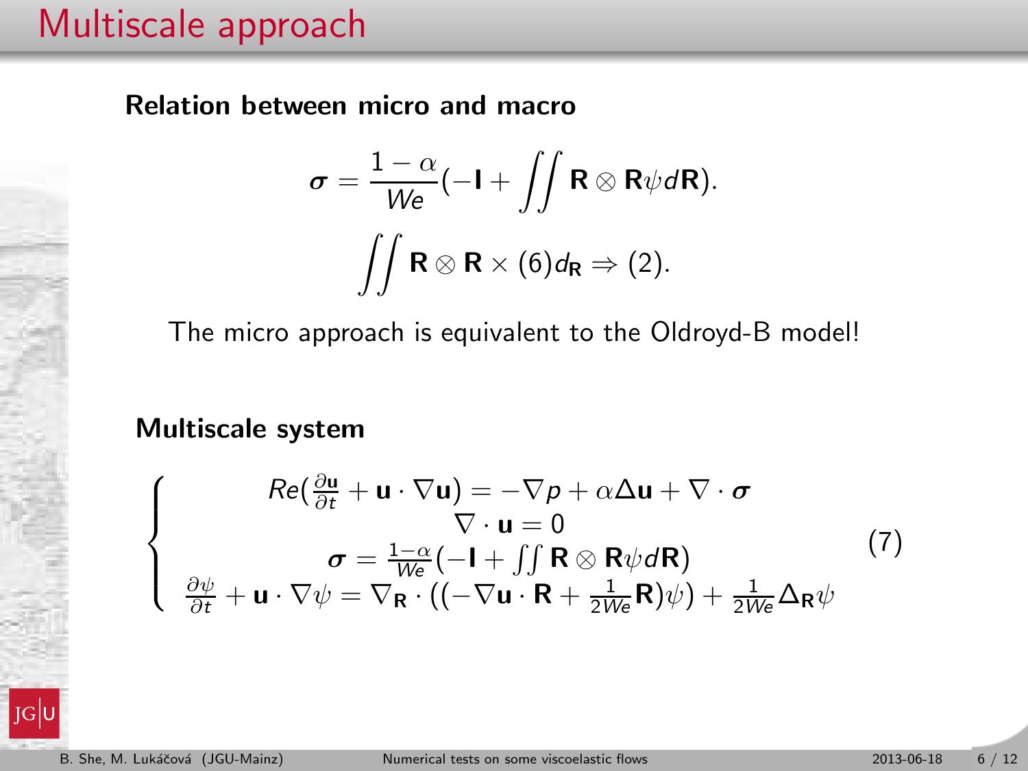# Multiscale approach

**Relation between micro and macro**

$$\boldsymbol{\sigma} = \frac{1-\alpha}{We}(-\mathbf{I} + \iint \mathbf{R} \otimes \mathbf{R}\psi d\mathbf{R}).$$

$$\iint \mathbf{R} \otimes \mathbf{R} \times (6) d_{\mathbf{R}} \Rightarrow (2).$$

The micro approach is equivalent to the Oldroyd-B model!

**Multiscale system**

$$\left\{ \begin{array}{c} Re(\frac{\partial \mathbf{u}}{\partial t} + \mathbf{u} \cdot \nabla \mathbf{u}) = -\nabla p + \alpha \Delta \mathbf{u} + \nabla \cdot \boldsymbol{\sigma} \\ \nabla \cdot \mathbf{u} = 0 \\ \boldsymbol{\sigma} = \frac{1-\alpha}{We}(-\mathbf{I} + \iint \mathbf{R} \otimes \mathbf{R}\psi d\mathbf{R}) \\ \frac{\partial \psi}{\partial t} + \mathbf{u} \cdot \nabla \psi = \nabla_{\mathbf{R}} \cdot ((-\nabla \mathbf{u} \cdot \mathbf{R} + \frac{1}{2We}\mathbf{R})\psi) + \frac{1}{2We}\Delta_{\mathbf{R}}\psi \end{array} \right. \tag{7}$$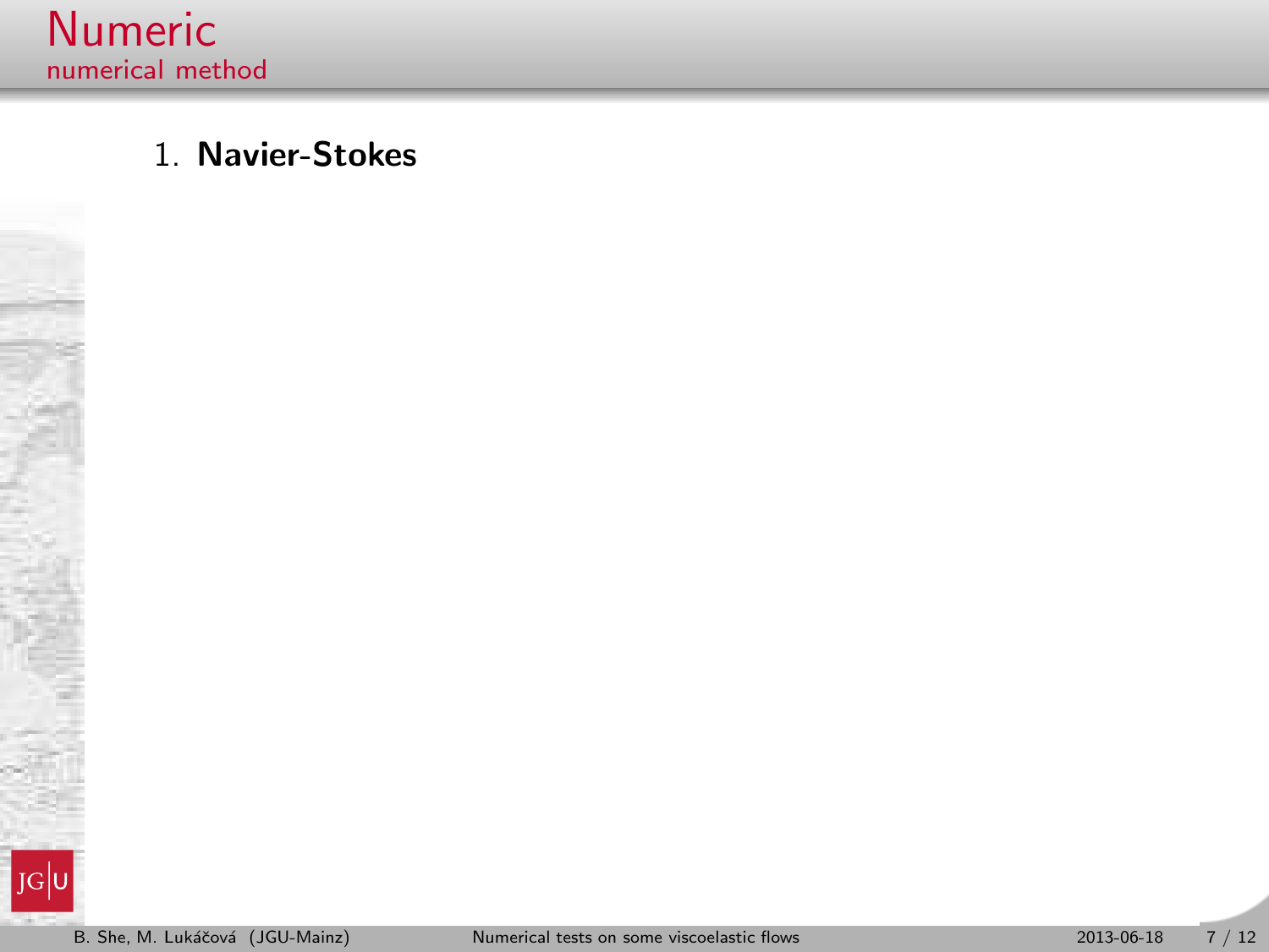# Numeric

## numerical method

1. **Navier-Stokes**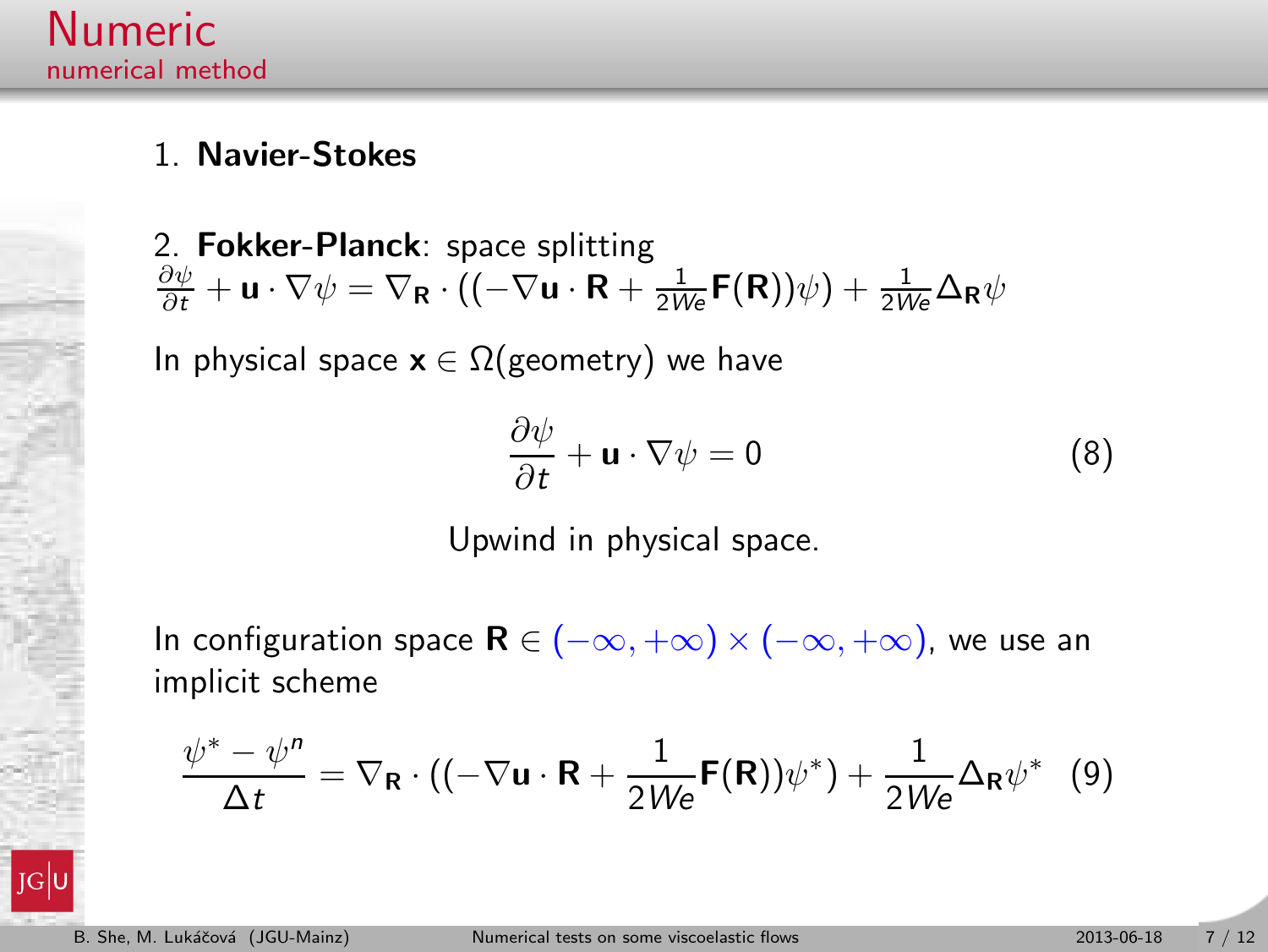# Numeric

## numerical method

1. **Navier-Stokes**

2. **Fokker-Planck**: space splitting

$\frac{\partial \psi}{\partial t} + \mathbf{u} \cdot \nabla \psi = \nabla_{\mathbf{R}} \cdot ((-\nabla \mathbf{u} \cdot \mathbf{R} + \frac{1}{2We}\mathbf{F}(\mathbf{R}))\psi) + \frac{1}{2We}\Delta_{\mathbf{R}}\psi$

In physical space $\mathbf{x} \in \Omega$(geometry) we have

$$\frac{\partial \psi}{\partial t} + \mathbf{u} \cdot \nabla \psi = 0 \tag{8}$$

Upwind in physical space.

In configuration space $\mathbf{R} \in (-\infty, +\infty) \times (-\infty, +\infty)$, we use an implicit scheme

$$\frac{\psi^* - \psi^n}{\Delta t} = \nabla_{\mathbf{R}} \cdot ((-\nabla \mathbf{u} \cdot \mathbf{R} + \frac{1}{2We}\mathbf{F}(\mathbf{R}))\psi^*) + \frac{1}{2We}\Delta_{\mathbf{R}}\psi^* \tag{9}$$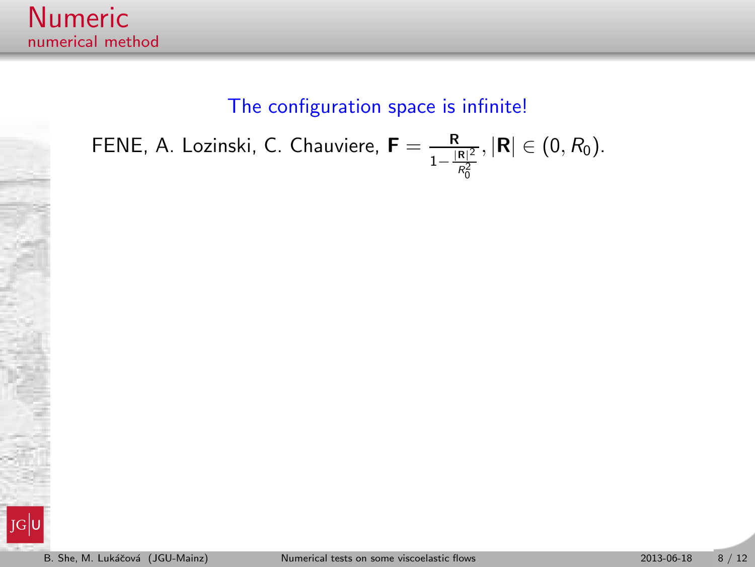# Numeric

## numerical method

The configuration space is infinite!

FENE, A. Lozinski, C. Chauviere, $\mathbf{F} = \frac{\mathbf{R}}{1 - \frac{|\mathbf{R}|^2}{R_0^2}}, |\mathbf{R}| \in (0, R_0)$.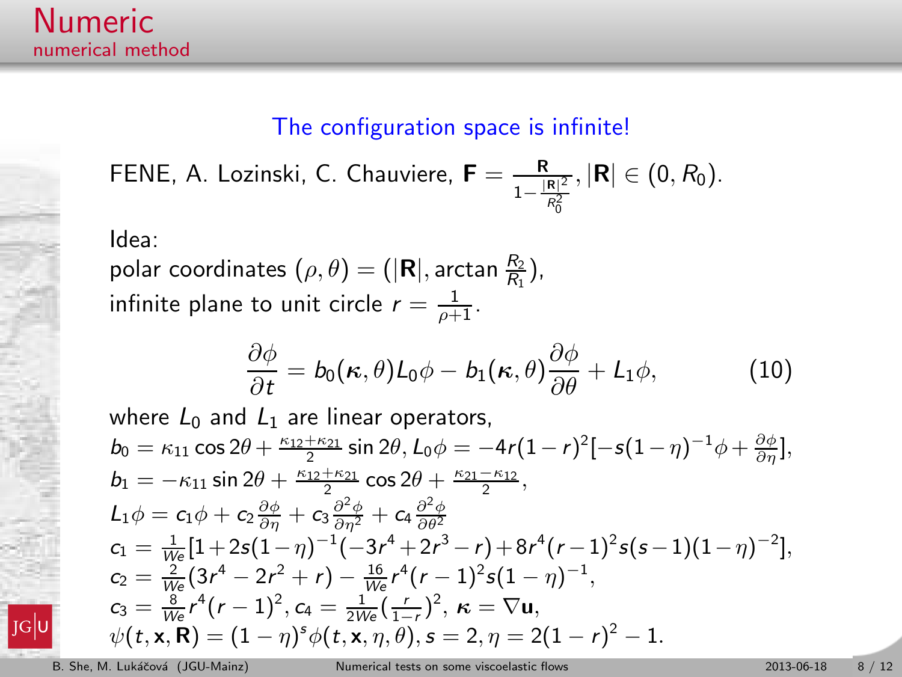# Numeric

## numerical method

The configuration space is infinite!

FENE, A. Lozinski, C. Chauviere, $\mathbf{F} = \frac{\mathbf{R}}{1-\frac{|\mathbf{R}|^2}{R_0^2}}, |\mathbf{R}| \in (0, R_0)$.

Idea:
polar coordinates $(\rho, \theta) = (|\mathbf{R}|, \arctan \frac{R_2}{R_1})$,
infinite plane to unit circle $r = \frac{1}{\rho+1}$.

$$\frac{\partial \phi}{\partial t} = b_0(\boldsymbol{\kappa}, \theta) L_0 \phi - b_1(\boldsymbol{\kappa}, \theta) \frac{\partial \phi}{\partial \theta} + L_1 \phi, \tag{10}$$

where $L_0$ and $L_1$ are linear operators,
$b_0 = \kappa_{11} \cos 2\theta + \frac{\kappa_{12}+\kappa_{21}}{2} \sin 2\theta, L_0\phi = -4r(1-r)^2[-s(1-\eta)^{-1}\phi + \frac{\partial \phi}{\partial \eta}]$,
$b_1 = -\kappa_{11} \sin 2\theta + \frac{\kappa_{12}+\kappa_{21}}{2} \cos 2\theta + \frac{\kappa_{21}-\kappa_{12}}{2}$,
$L_1 \phi = c_1 \phi + c_2 \frac{\partial \phi}{\partial \eta} + c_3 \frac{\partial^2 \phi}{\partial \eta^2} + c_4 \frac{\partial^2 \phi}{\partial \theta^2}$
$c_1 = \frac{1}{We}[1 + 2s(1-\eta)^{-1}(-3r^4 + 2r^3 - r) + 8r^4(r-1)^2 s(s-1)(1-\eta)^{-2}]$,
$c_2 = \frac{2}{We}(3r^4 - 2r^2 + r) - \frac{16}{We} r^4 (r-1)^2 s(1-\eta)^{-1}$,
$c_3 = \frac{8}{We} r^4 (r-1)^2, c_4 = \frac{1}{2We}(\frac{r}{1-r})^2, \boldsymbol{\kappa} = \nabla \mathbf{u}$,
$\psi(t, \mathbf{x}, \mathbf{R}) = (1-\eta)^s \phi(t, \mathbf{x}, \eta, \theta), s = 2, \eta = 2(1-r)^2 - 1$.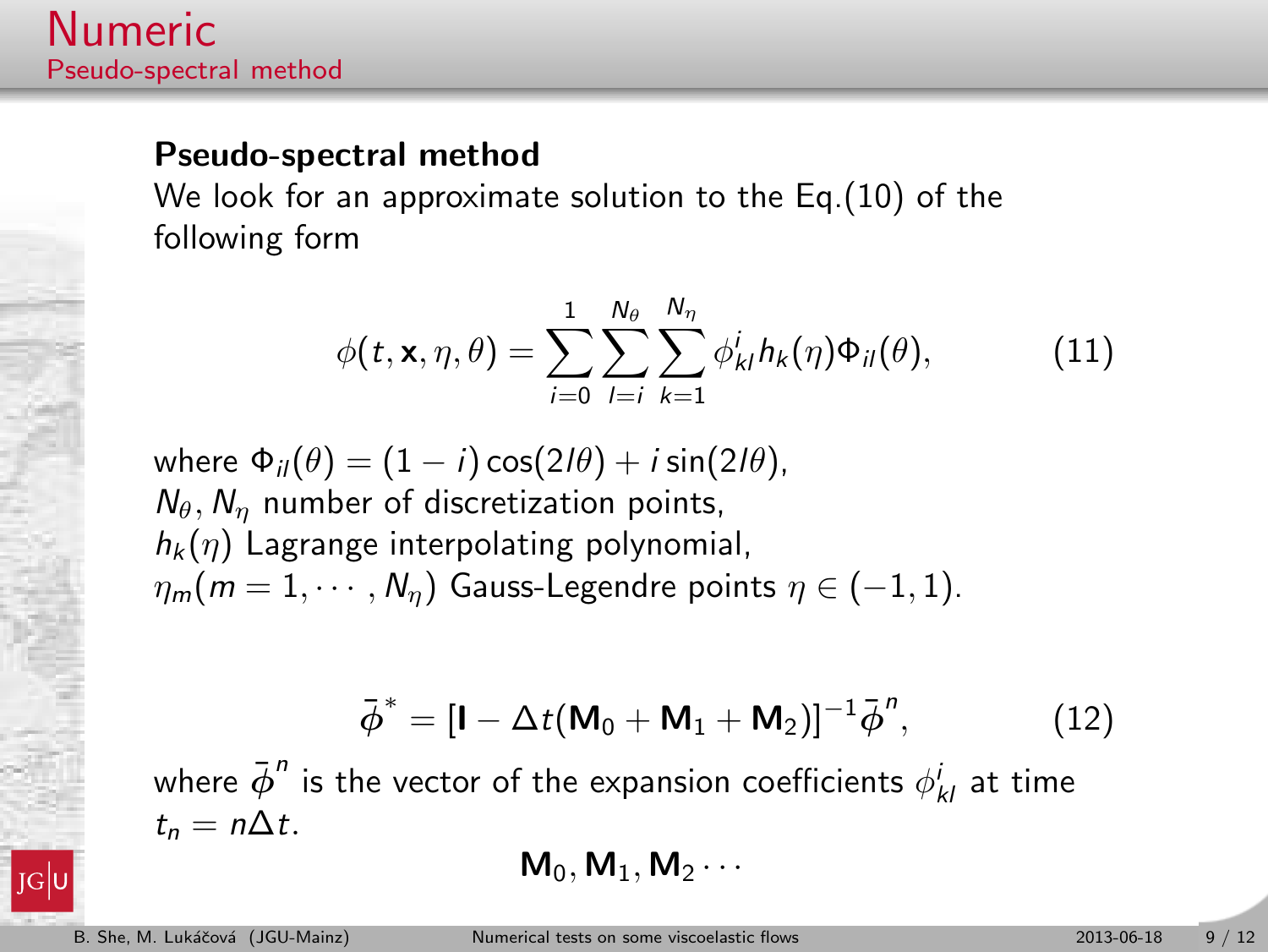# Numeric

## Pseudo-spectral method

**Pseudo-spectral method**

We look for an approximate solution to the Eq.(10) of the following form

$$\phi(t, \mathbf{x}, \eta, \theta) = \sum_{i=0}^{1} \sum_{l=i}^{N_\theta} \sum_{k=1}^{N_\eta} \phi_{kl}^{i} h_k(\eta) \Phi_{il}(\theta), \tag{11}$$

where $\Phi_{il}(\theta) = (1 - i)\cos(2l\theta) + i \sin(2l\theta)$,
$N_\theta, N_\eta$ number of discretization points,
$h_k(\eta)$ Lagrange interpolating polynomial,
$\eta_m (m = 1, \cdots, N_\eta)$ Gauss-Legendre points $\eta \in (-1, 1)$.

$$\bar{\phi}^{*} = [\mathbf{I} - \Delta t(\mathbf{M}_0 + \mathbf{M}_1 + \mathbf{M}_2)]^{-1} \bar{\phi}^{n}, \tag{12}$$

where $\bar{\phi}^{n}$ is the vector of the expansion coefficients $\phi_{kl}^{i}$ at time $t_n = n\Delta t$.

$$\mathbf{M}_0, \mathbf{M}_1, \mathbf{M}_2 \cdots$$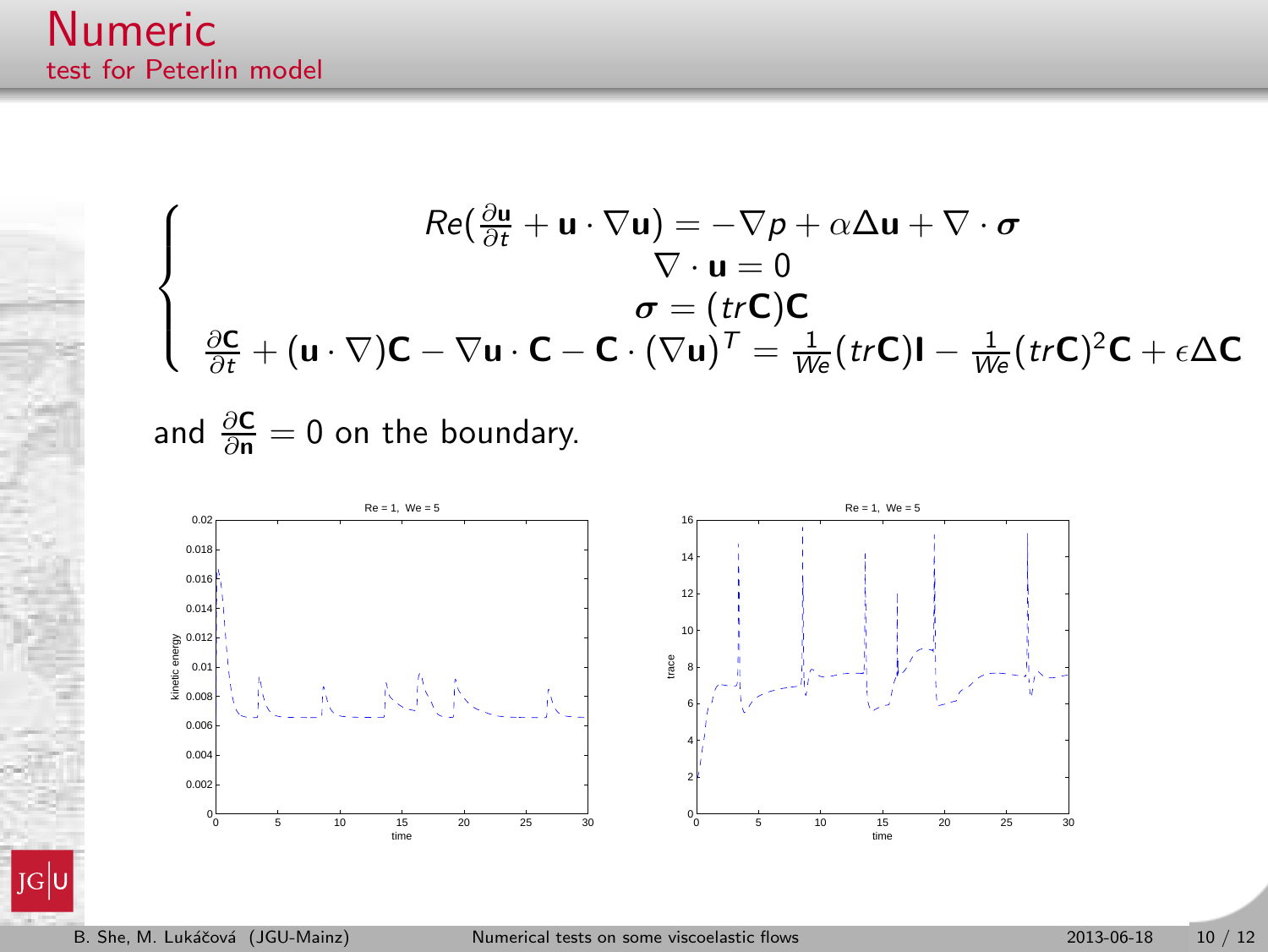# Numeric

## test for Peterlin model

$$
\begin{cases}
Re(\frac{\partial \mathbf{u}}{\partial t} + \mathbf{u} \cdot \nabla \mathbf{u}) = -\nabla p + \alpha \Delta \mathbf{u} + \nabla \cdot \boldsymbol{\sigma} \\
\nabla \cdot \mathbf{u} = 0 \\
\boldsymbol{\sigma} = (tr\mathbf{C})\mathbf{C} \\
\frac{\partial \mathbf{C}}{\partial t} + (\mathbf{u} \cdot \nabla)\mathbf{C} - \nabla \mathbf{u} \cdot \mathbf{C} - \mathbf{C} \cdot (\nabla \mathbf{u})^T = \frac{1}{We}(tr\mathbf{C})\mathbf{I} - \frac{1}{We}(tr\mathbf{C})^2\mathbf{C} + \epsilon \Delta \mathbf{C}
\end{cases}
$$

and $\frac{\partial \mathbf{C}}{\partial \mathbf{n}} = 0$ on the boundary.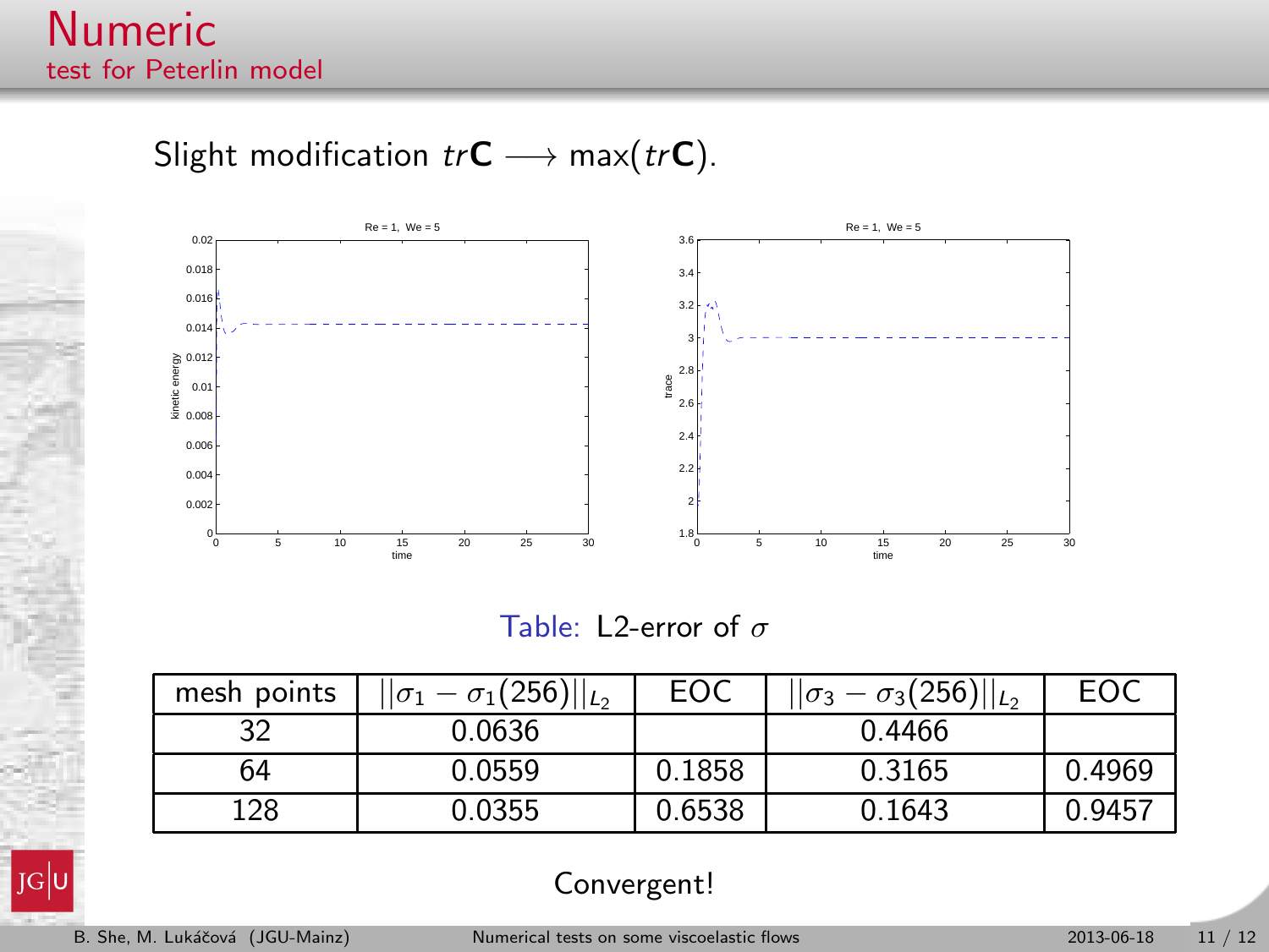# Numeric

## test for Peterlin model

Slight modification $tr\mathbf{C} \longrightarrow \max(tr\mathbf{C})$.

Table: L2-error of $\sigma$

| mesh points | $\|\|\sigma_1 - \sigma_1(256)\|\|_{L_2}$ | EOC | $\|\|\sigma_3 - \sigma_3(256)\|\|_{L_2}$ | EOC |
|---|---|---|---|---|
| 32 | 0.0636 | | 0.4466 | |
| 64 | 0.0559 | 0.1858 | 0.3165 | 0.4969 |
| 128 | 0.0355 | 0.6538 | 0.1643 | 0.9457 |

Convergent!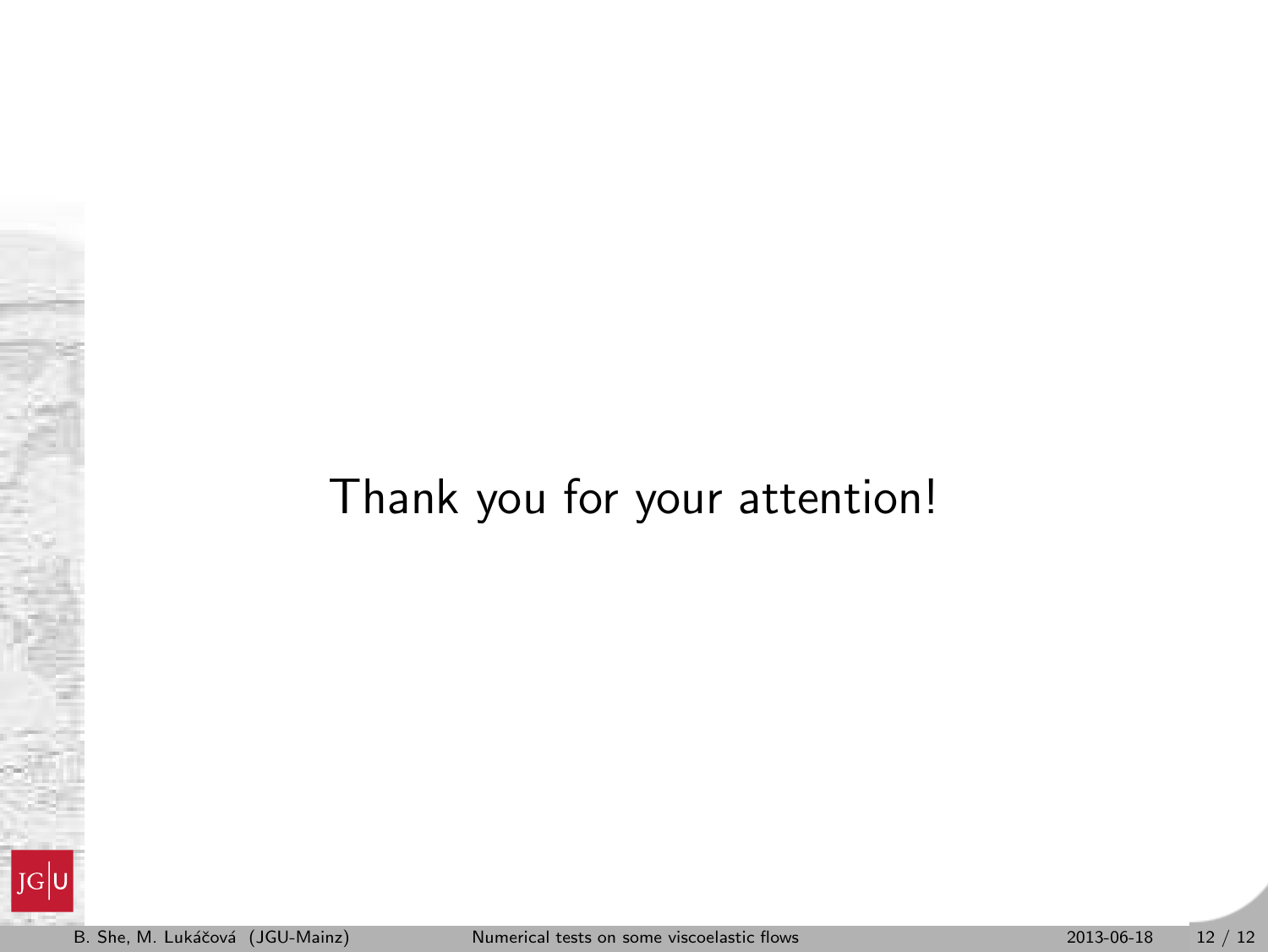Thank you for your attention!